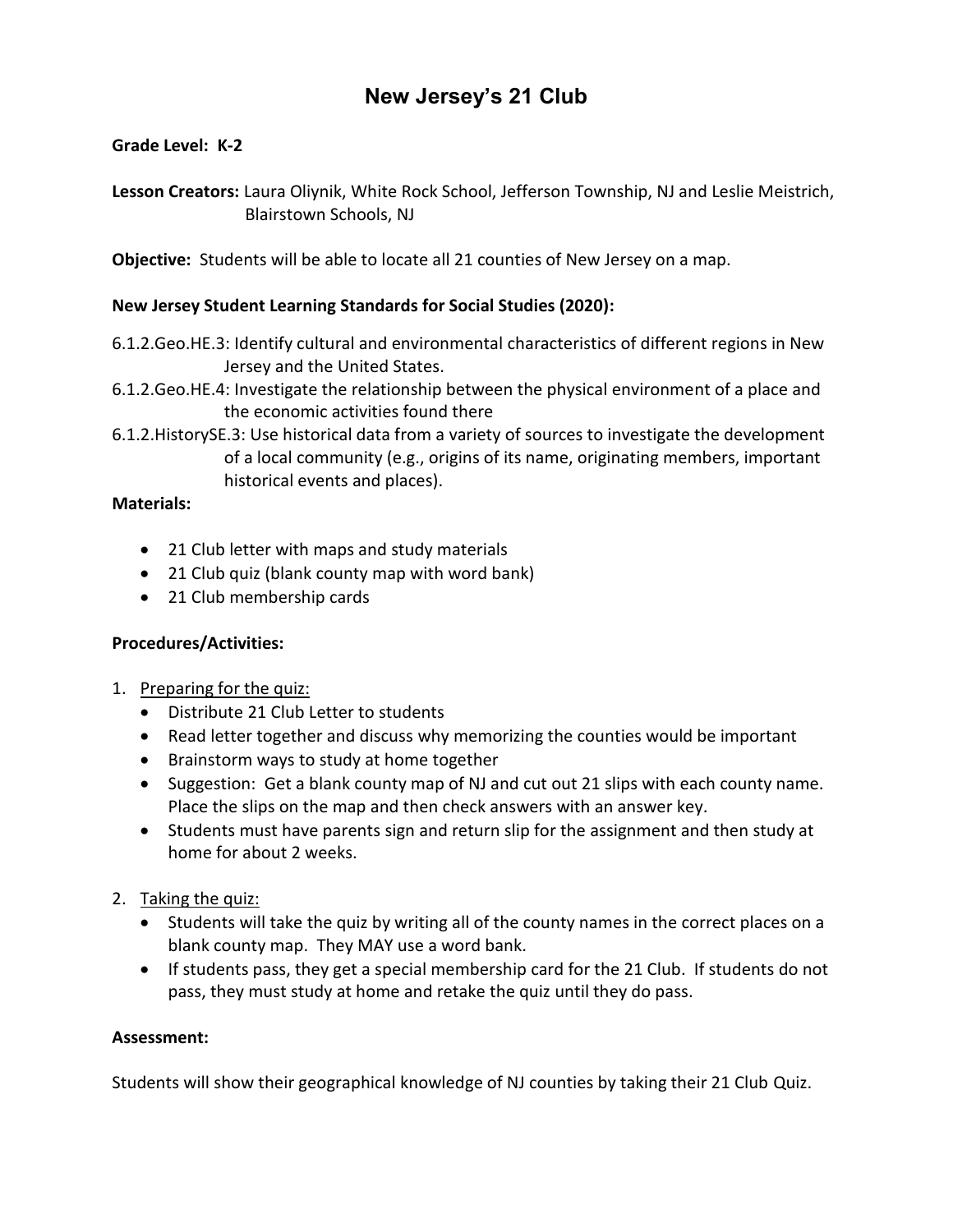# New Jersey's 21 Club

**Grade Level: K-2**

**Lesson Creators:** Laura Oliynik, White Rock School, Jefferson Township, NJ and Leslie Meistrich, Blairstown Schools, NJ

**Objective:** Students will be able to locate all 21 counties of New Jersey on a map.

**New Jersey Student Learning Standards for Social Studies (2020):**

6.1.2.Geo.HE.3: Identify cultural and environmental characteristics of different regions in New Jersey and the United States.

6.1.2.Geo.HE.4: Investigate the relationship between the physical environment of a place and the economic activities found there

6.1.2.HistorySE.3: Use historical data from a variety of sources to investigate the development of a local community (e.g., origins of its name, originating members, important historical events and places).

**Materials:**

- 21 Club letter with maps and study materials
- 21 Club quiz (blank county map with word bank)
- 21 Club membership cards

**Procedures/Activities:**

1. Preparing for the quiz:
   - Distribute 21 Club Letter to students
   - Read letter together and discuss why memorizing the counties would be important
   - Brainstorm ways to study at home together
   - Suggestion: Get a blank county map of NJ and cut out 21 slips with each county name. Place the slips on the map and then check answers with an answer key.
   - Students must have parents sign and return slip for the assignment and then study at home for about 2 weeks.

2. Taking the quiz:
   - Students will take the quiz by writing all of the county names in the correct places on a blank county map. They MAY use a word bank.
   - If students pass, they get a special membership card for the 21 Club. If students do not pass, they must study at home and retake the quiz until they do pass.

**Assessment:**

Students will show their geographical knowledge of NJ counties by taking their 21 Club Quiz.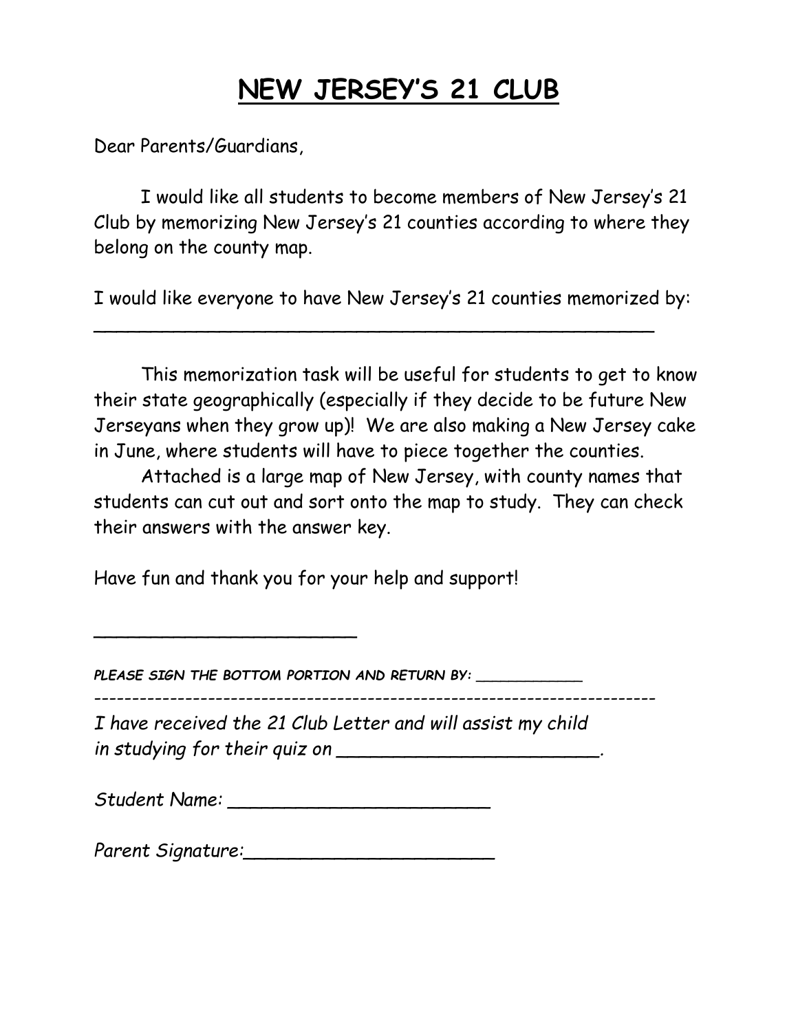# NEW JERSEY'S 21 CLUB

Dear Parents/Guardians,

I would like all students to become members of New Jersey's 21 Club by memorizing New Jersey's 21 counties according to where they belong on the county map.

I would like everyone to have New Jersey's 21 counties memorized by: ______________________________________________________

This memorization task will be useful for students to get to know their state geographically (especially if they decide to be future New Jerseyans when they grow up)! We are also making a New Jersey cake in June, where students will have to piece together the counties.

Attached is a large map of New Jersey, with county names that students can cut out and sort onto the map to study. They can check their answers with the answer key.

Have fun and thank you for your help and support!

________________________

***PLEASE SIGN THE BOTTOM PORTION AND RETURN BY:*** ___________

---------------------------------------------------------------------------

*I have received the 21 Club Letter and will assist my child in studying for their quiz on ________________________.*

*Student Name:* ________________________

*Parent Signature:*________________________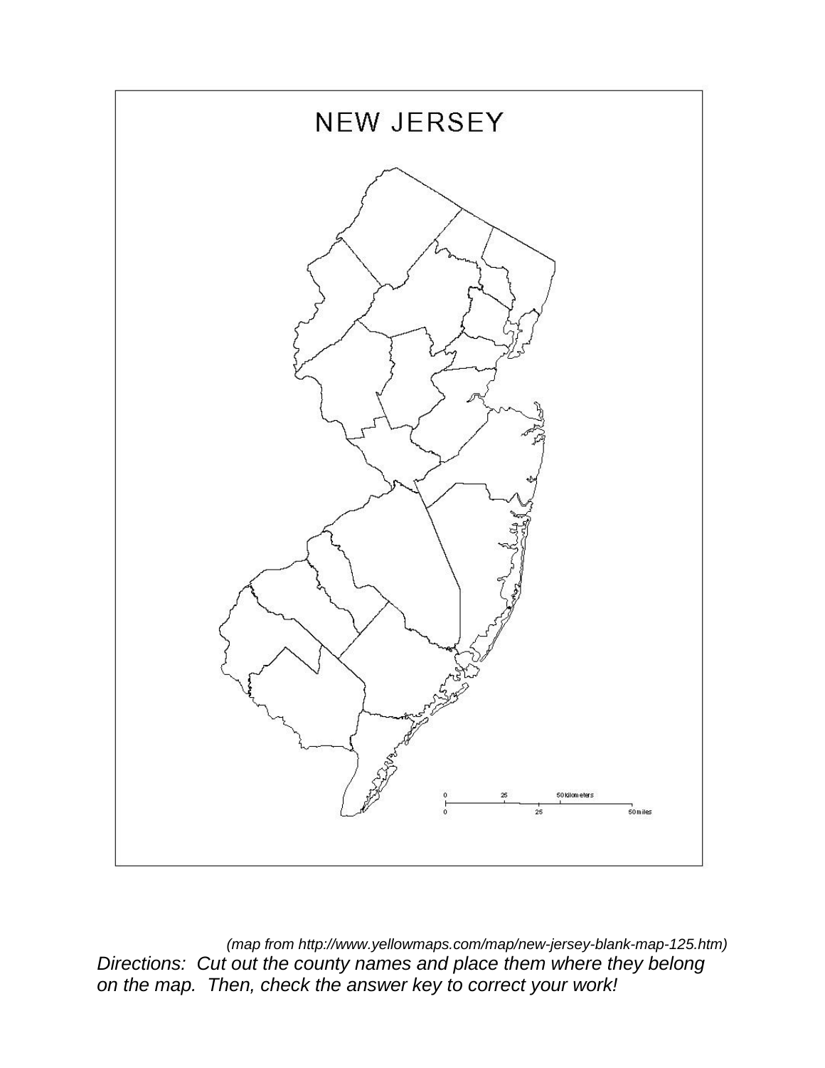# NEW JERSEY

0 25 50 kilometers
0 25 50 miles

*(map from http://www.yellowmaps.com/map/new-jersey-blank-map-125.htm)*

*Directions: Cut out the county names and place them where they belong on the map. Then, check the answer key to correct your work!*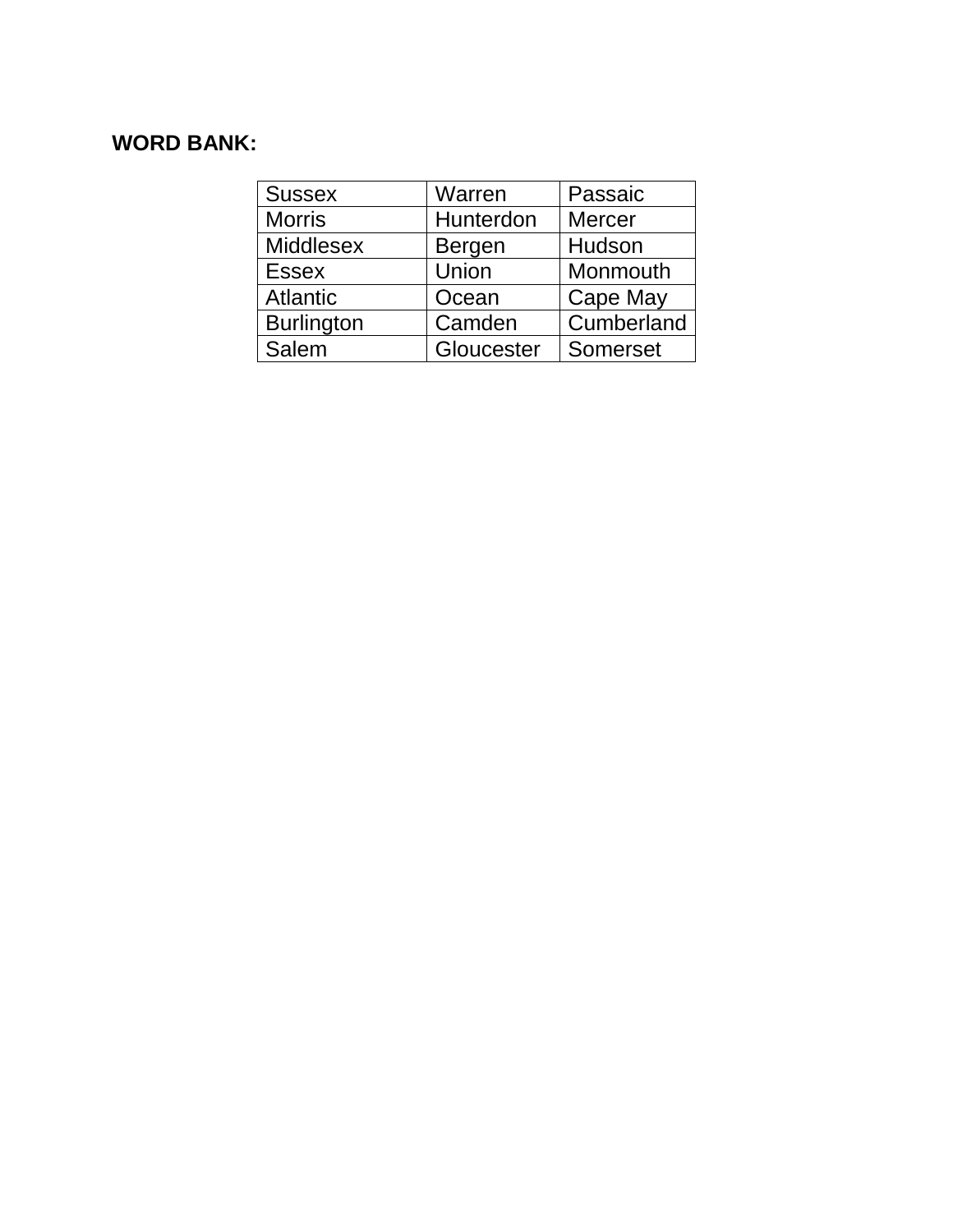**WORD BANK:**

| Sussex | Warren | Passaic |
|---|---|---|
| Morris | Hunterdon | Mercer |
| Middlesex | Bergen | Hudson |
| Essex | Union | Monmouth |
| Atlantic | Ocean | Cape May |
| Burlington | Camden | Cumberland |
| Salem | Gloucester | Somerset |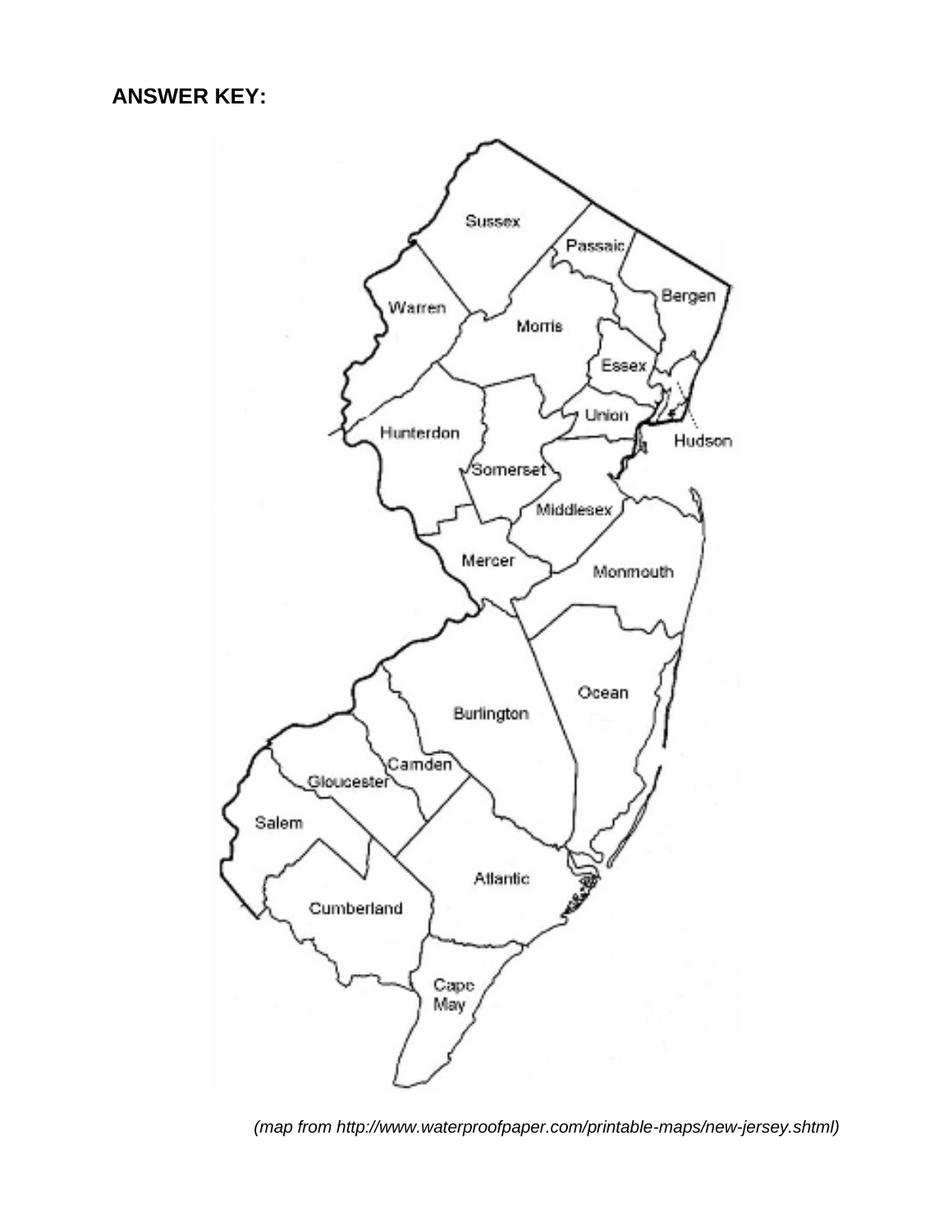**ANSWER KEY:**

*(map from http://www.waterproofpaper.com/printable-maps/new-jersey.shtml)*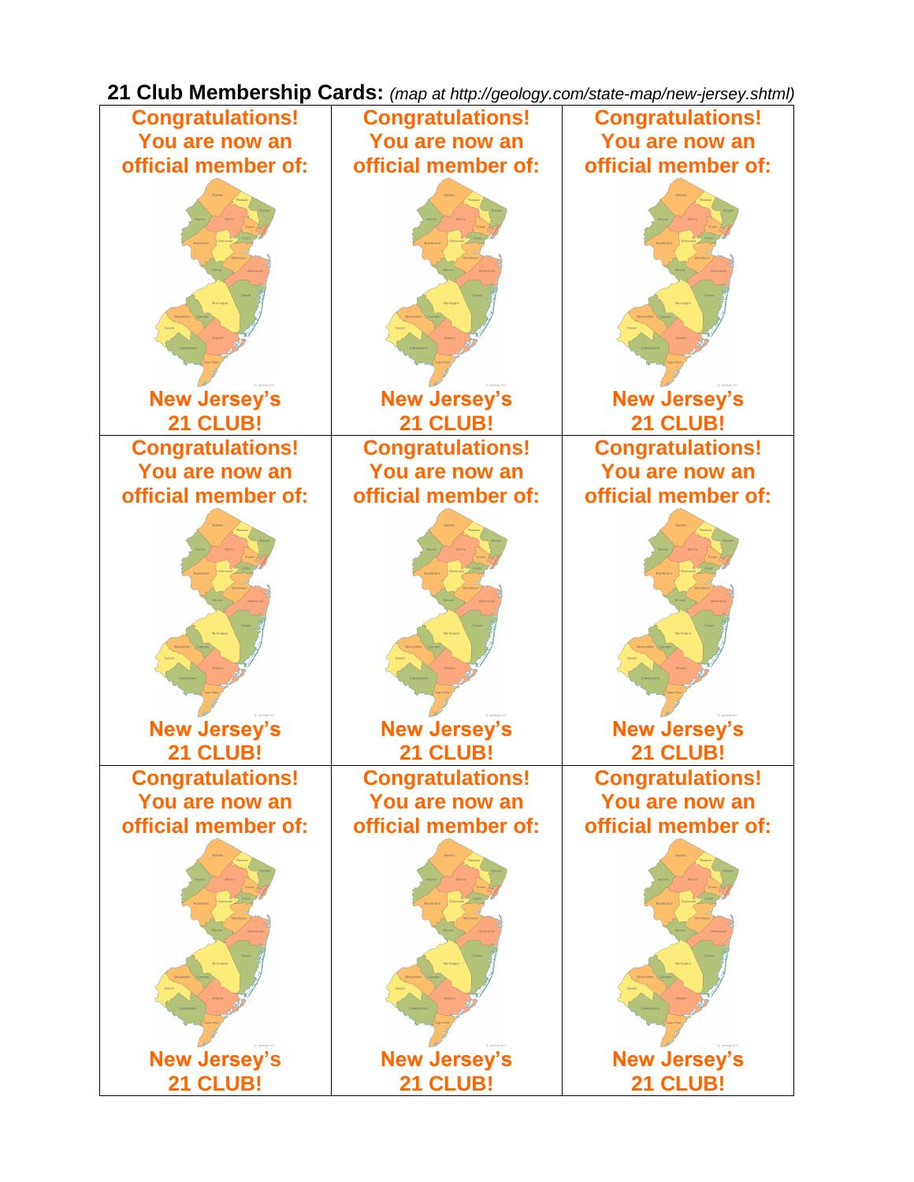**21 Club Membership Cards:** *(map at http://geology.com/state-map/new-jersey.shtml)*

| | | |
|---|---|---|
| **Congratulations! You are now an official member of: New Jersey's 21 CLUB!** | **Congratulations! You are now an official member of: New Jersey's 21 CLUB!** | **Congratulations! You are now an official member of: New Jersey's 21 CLUB!** |
| **Congratulations! You are now an official member of: New Jersey's 21 CLUB!** | **Congratulations! You are now an official member of: New Jersey's 21 CLUB!** | **Congratulations! You are now an official member of: New Jersey's 21 CLUB!** |
| **Congratulations! You are now an official member of: New Jersey's 21 CLUB!** | **Congratulations! You are now an official member of: New Jersey's 21 CLUB!** | **Congratulations! You are now an official member of: New Jersey's 21 CLUB!** |